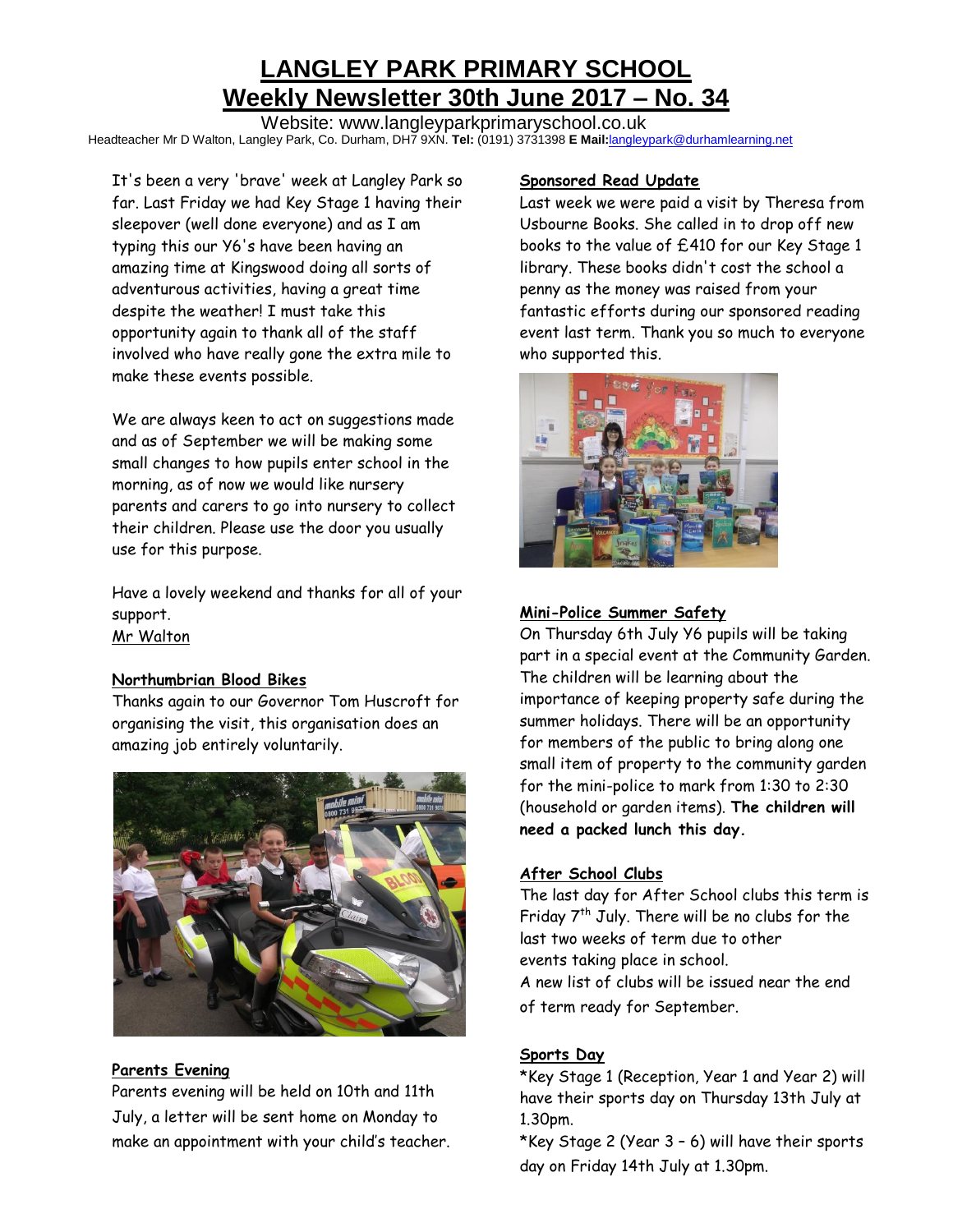# LANGLEY PARK PRIMARY SCHOOL
# Weekly Newsletter 30th June 2017 – No. 34

Website: www.langleyparkprimaryschool.co.uk

Headteacher Mr D Walton, Langley Park, Co. Durham, DH7 9XN. **Tel:** (0191) 3731398 **E Mail:** langleypark@durhamlearning.net

It's been a very 'brave' week at Langley Park so far. Last Friday we had Key Stage 1 having their sleepover (well done everyone) and as I am typing this our Y6's have been having an amazing time at Kingswood doing all sorts of adventurous activities, having a great time despite the weather! I must take this opportunity again to thank all of the staff involved who have really gone the extra mile to make these events possible.

We are always keen to act on suggestions made and as of September we will be making some small changes to how pupils enter school in the morning, as of now we would like nursery parents and carers to go into nursery to collect their children. Please use the door you usually use for this purpose.

Have a lovely weekend and thanks for all of your support.

Mr Walton

## Northumbrian Blood Bikes

Thanks again to our Governor Tom Huscroft for organising the visit, this organisation does an amazing job entirely voluntarily.

## Parents Evening

Parents evening will be held on 10th and 11th July, a letter will be sent home on Monday to make an appointment with your child's teacher.

## Sponsored Read Update

Last week we were paid a visit by Theresa from Usbourne Books. She called in to drop off new books to the value of £410 for our Key Stage 1 library. These books didn't cost the school a penny as the money was raised from your fantastic efforts during our sponsored reading event last term. Thank you so much to everyone who supported this.

## Mini-Police Summer Safety

On Thursday 6th July Y6 pupils will be taking part in a special event at the Community Garden. The children will be learning about the importance of keeping property safe during the summer holidays. There will be an opportunity for members of the public to bring along one small item of property to the community garden for the mini-police to mark from 1:30 to 2:30 (household or garden items). **The children will need a packed lunch this day.**

## After School Clubs

The last day for After School clubs this term is Friday 7th July. There will be no clubs for the last two weeks of term due to other events taking place in school.

A new list of clubs will be issued near the end of term ready for September.

## Sports Day

*Key Stage 1 (Reception, Year 1 and Year 2) will have their sports day on Thursday 13th July at 1.30pm.

*Key Stage 2 (Year 3 – 6) will have their sports day on Friday 14th July at 1.30pm.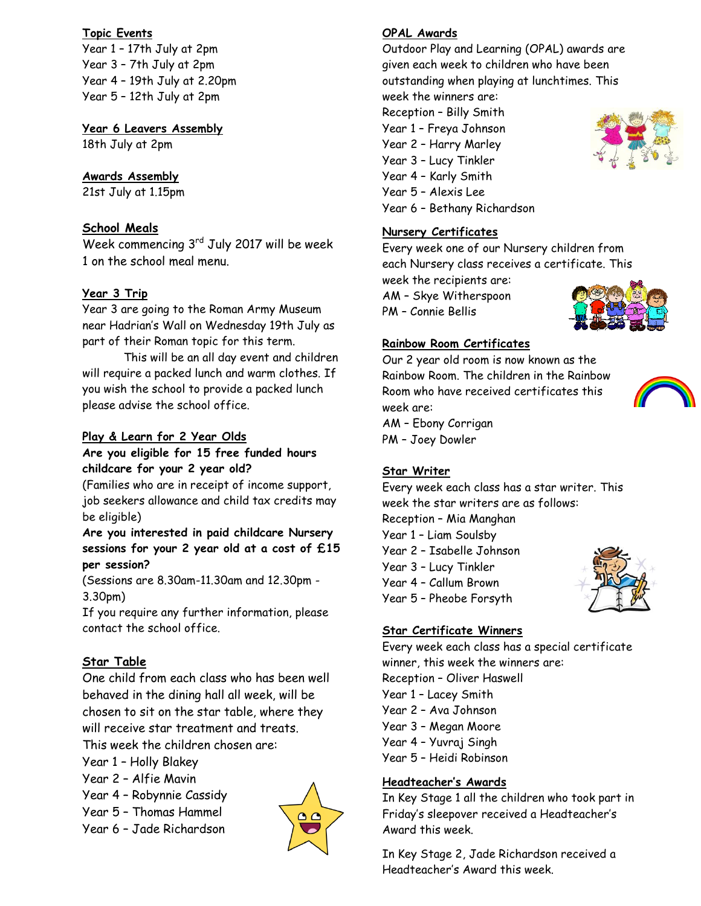## Topic Events

Year 1 – 17th July at 2pm
Year 3 – 7th July at 2pm
Year 4 – 19th July at 2.20pm
Year 5 – 12th July at 2pm

## Year 6 Leavers Assembly

18th July at 2pm

## Awards Assembly

21st July at 1.15pm

## School Meals

Week commencing 3rd July 2017 will be week 1 on the school meal menu.

## Year 3 Trip

Year 3 are going to the Roman Army Museum near Hadrian's Wall on Wednesday 19th July as part of their Roman topic for this term.

This will be an all day event and children will require a packed lunch and warm clothes. If you wish the school to provide a packed lunch please advise the school office.

## Play & Learn for 2 Year Olds

**Are you eligible for 15 free funded hours childcare for your 2 year old?**

(Families who are in receipt of income support, job seekers allowance and child tax credits may be eligible)

**Are you interested in paid childcare Nursery sessions for your 2 year old at a cost of £15 per session?**

(Sessions are 8.30am-11.30am and 12.30pm - 3.30pm)

If you require any further information, please contact the school office.

## Star Table

One child from each class who has been well behaved in the dining hall all week, will be chosen to sit on the star table, where they will receive star treatment and treats.

This week the children chosen are:

Year 1 – Holly Blakey
Year 2 – Alfie Mavin
Year 4 – Robynnie Cassidy
Year 5 – Thomas Hammel
Year 6 – Jade Richardson

## OPAL Awards

Outdoor Play and Learning (OPAL) awards are given each week to children who have been outstanding when playing at lunchtimes. This week the winners are:

Reception – Billy Smith
Year 1 – Freya Johnson
Year 2 – Harry Marley
Year 3 – Lucy Tinkler
Year 4 – Karly Smith
Year 5 – Alexis Lee
Year 6 – Bethany Richardson

## Nursery Certificates

Every week one of our Nursery children from each Nursery class receives a certificate. This week the recipients are:

AM – Skye Witherspoon
PM – Connie Bellis

## Rainbow Room Certificates

Our 2 year old room is now known as the Rainbow Room. The children in the Rainbow Room who have received certificates this week are:

AM – Ebony Corrigan
PM – Joey Dowler

## Star Writer

Every week each class has a star writer. This week the star writers are as follows:

Reception – Mia Manghan
Year 1 – Liam Soulsby
Year 2 – Isabelle Johnson
Year 3 – Lucy Tinkler
Year 4 – Callum Brown
Year 5 – Pheobe Forsyth

## Star Certificate Winners

Every week each class has a special certificate winner, this week the winners are:

Reception – Oliver Haswell
Year 1 – Lacey Smith
Year 2 – Ava Johnson
Year 3 – Megan Moore
Year 4 – Yuvraj Singh
Year 5 – Heidi Robinson

## Headteacher's Awards

In Key Stage 1 all the children who took part in Friday's sleepover received a Headteacher's Award this week.

In Key Stage 2, Jade Richardson received a Headteacher's Award this week.